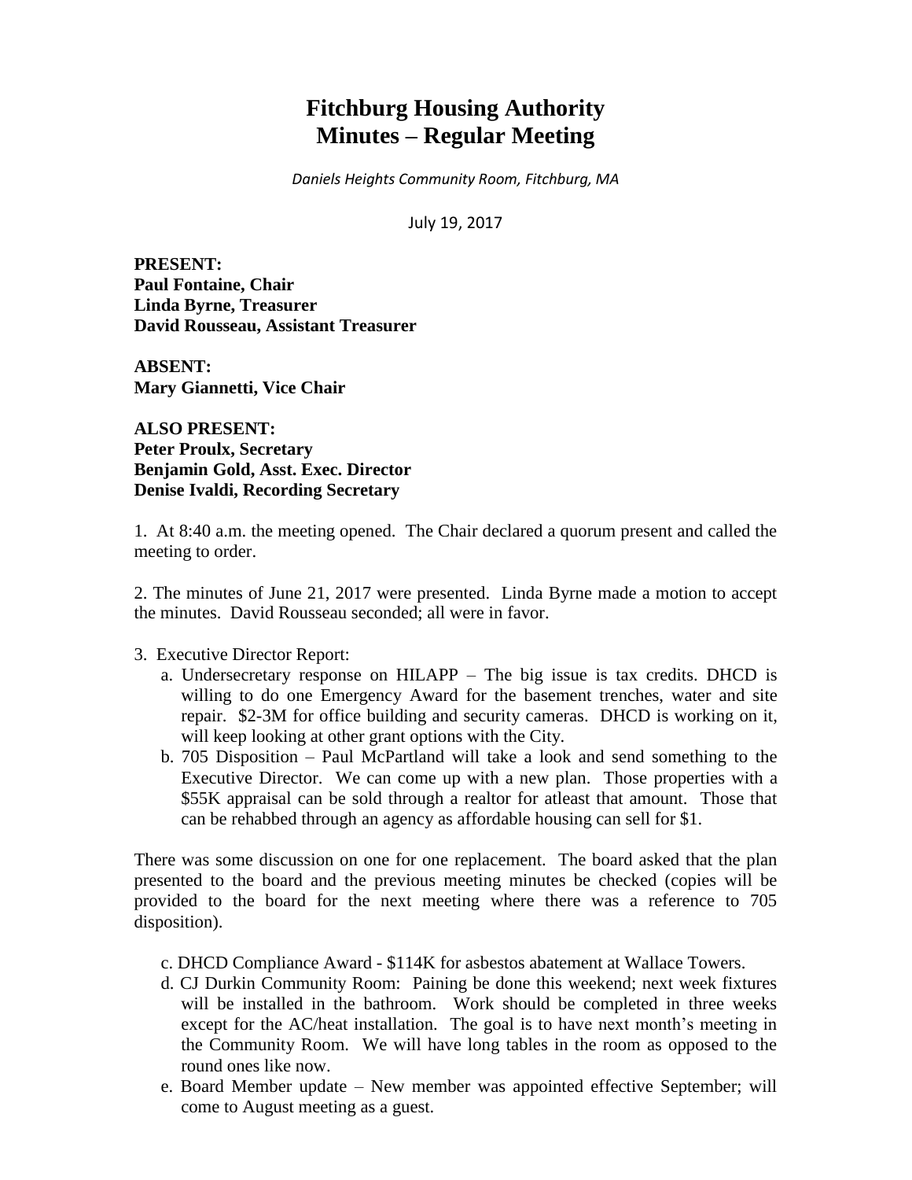# Fitchburg Housing Authority
# Minutes – Regular Meeting

*Daniels Heights Community Room, Fitchburg, MA*

July 19, 2017

**PRESENT:**
**Paul Fontaine, Chair**
**Linda Byrne, Treasurer**
**David Rousseau, Assistant Treasurer**

**ABSENT:**
**Mary Giannetti, Vice Chair**

**ALSO PRESENT:**
**Peter Proulx, Secretary**
**Benjamin Gold, Asst. Exec. Director**
**Denise Ivaldi, Recording Secretary**

1. At 8:40 a.m. the meeting opened. The Chair declared a quorum present and called the meeting to order.

2. The minutes of June 21, 2017 were presented. Linda Byrne made a motion to accept the minutes. David Rousseau seconded; all were in favor.

3. Executive Director Report:
   a. Undersecretary response on HILAPP – The big issue is tax credits. DHCD is willing to do one Emergency Award for the basement trenches, water and site repair. $2-3M for office building and security cameras. DHCD is working on it, will keep looking at other grant options with the City.
   b. 705 Disposition – Paul McPartland will take a look and send something to the Executive Director. We can come up with a new plan. Those properties with a $55K appraisal can be sold through a realtor for atleast that amount. Those that can be rehabbed through an agency as affordable housing can sell for $1.

There was some discussion on one for one replacement. The board asked that the plan presented to the board and the previous meeting minutes be checked (copies will be provided to the board for the next meeting where there was a reference to 705 disposition).

   c. DHCD Compliance Award - $114K for asbestos abatement at Wallace Towers.
   d. CJ Durkin Community Room: Paining be done this weekend; next week fixtures will be installed in the bathroom. Work should be completed in three weeks except for the AC/heat installation. The goal is to have next month's meeting in the Community Room. We will have long tables in the room as opposed to the round ones like now.
   e. Board Member update – New member was appointed effective September; will come to August meeting as a guest.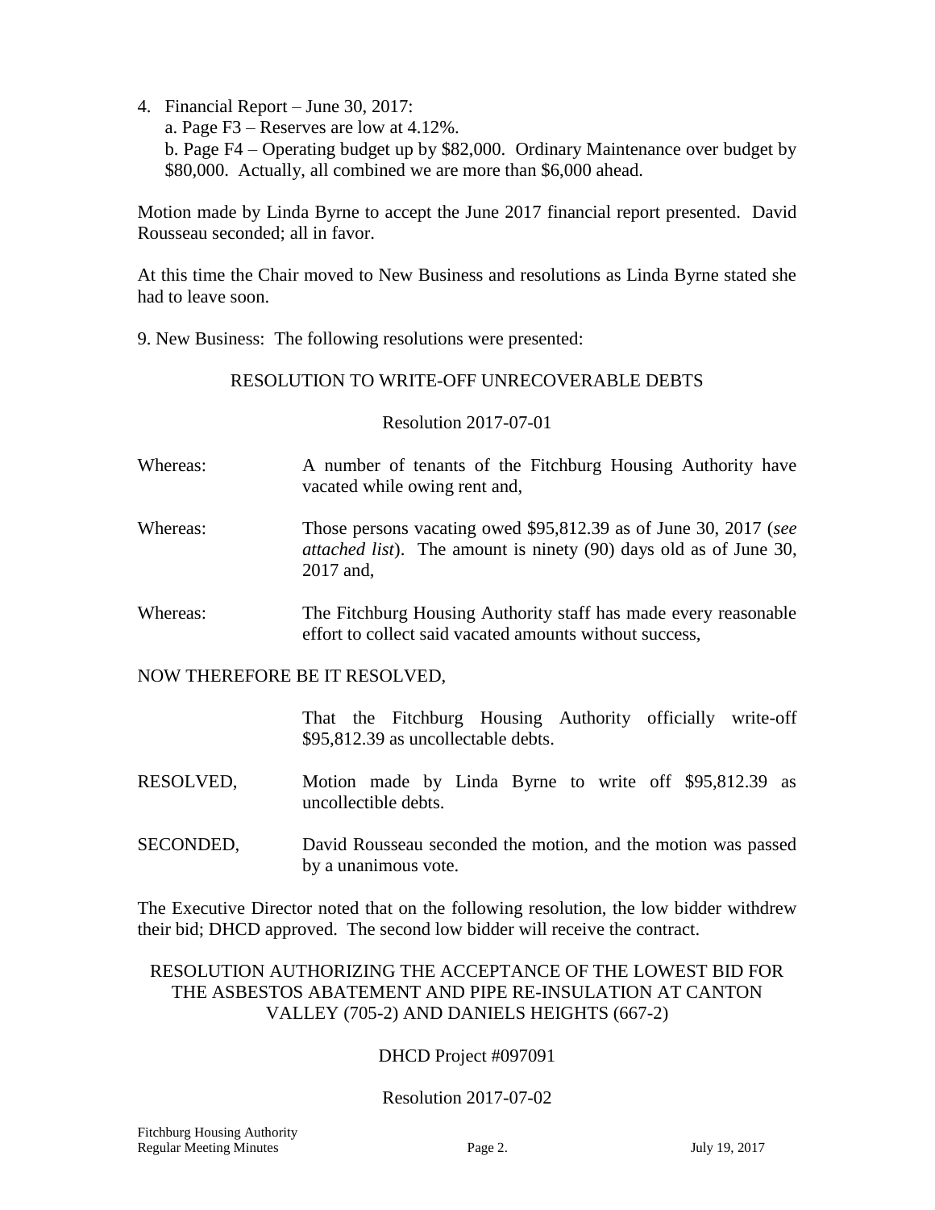4. Financial Report – June 30, 2017:
   a. Page F3 – Reserves are low at 4.12%.
   b. Page F4 – Operating budget up by $82,000. Ordinary Maintenance over budget by $80,000. Actually, all combined we are more than $6,000 ahead.

Motion made by Linda Byrne to accept the June 2017 financial report presented. David Rousseau seconded; all in favor.

At this time the Chair moved to New Business and resolutions as Linda Byrne stated she had to leave soon.

9. New Business: The following resolutions were presented:

RESOLUTION TO WRITE-OFF UNRECOVERABLE DEBTS

Resolution 2017-07-01

Whereas: A number of tenants of the Fitchburg Housing Authority have vacated while owing rent and,

Whereas: Those persons vacating owed $95,812.39 as of June 30, 2017 (*see attached list*). The amount is ninety (90) days old as of June 30, 2017 and,

Whereas: The Fitchburg Housing Authority staff has made every reasonable effort to collect said vacated amounts without success,

NOW THEREFORE BE IT RESOLVED,

That the Fitchburg Housing Authority officially write-off $95,812.39 as uncollectable debts.

RESOLVED, Motion made by Linda Byrne to write off $95,812.39 as uncollectible debts.

SECONDED, David Rousseau seconded the motion, and the motion was passed by a unanimous vote.

The Executive Director noted that on the following resolution, the low bidder withdrew their bid; DHCD approved. The second low bidder will receive the contract.

RESOLUTION AUTHORIZING THE ACCEPTANCE OF THE LOWEST BID FOR THE ASBESTOS ABATEMENT AND PIPE RE-INSULATION AT CANTON VALLEY (705-2) AND DANIELS HEIGHTS (667-2)

DHCD Project #097091

Resolution 2017-07-02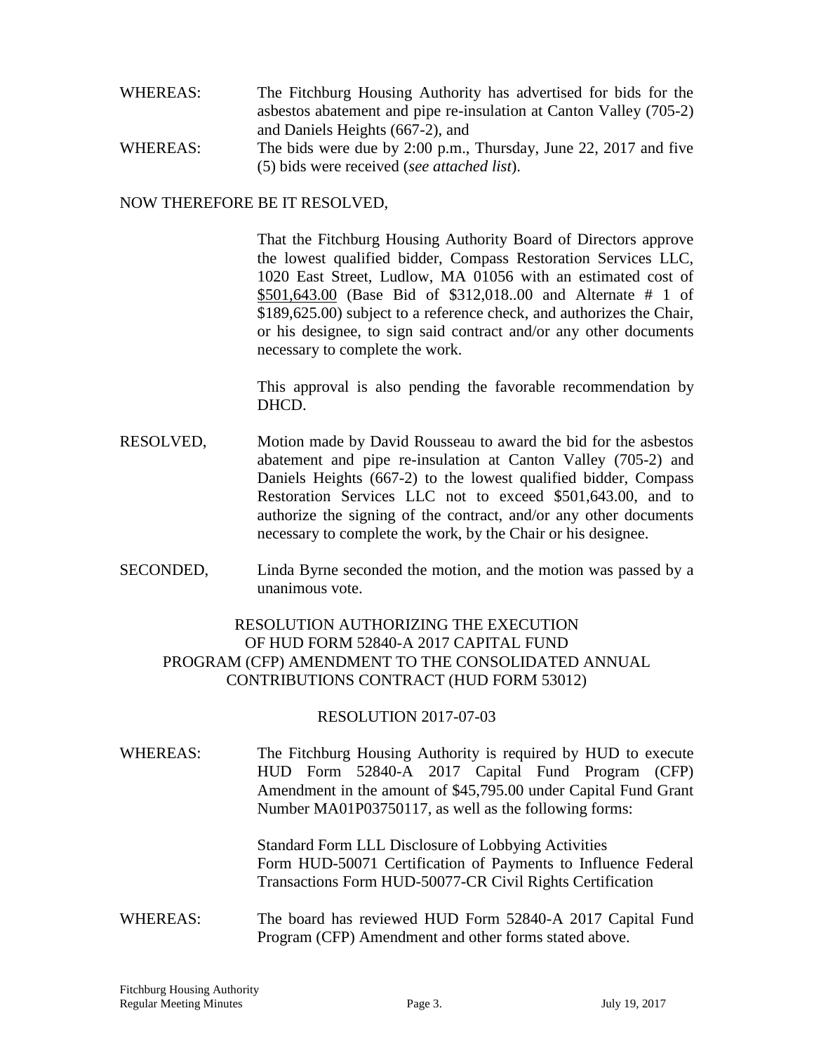WHEREAS: The Fitchburg Housing Authority has advertised for bids for the asbestos abatement and pipe re-insulation at Canton Valley (705-2) and Daniels Heights (667-2), and

WHEREAS: The bids were due by 2:00 p.m., Thursday, June 22, 2017 and five (5) bids were received (*see attached list*).

NOW THEREFORE BE IT RESOLVED,

That the Fitchburg Housing Authority Board of Directors approve the lowest qualified bidder, Compass Restoration Services LLC, 1020 East Street, Ludlow, MA 01056 with an estimated cost of <u>$501,643.00</u> (Base Bid of $312,018..00 and Alternate # 1 of $189,625.00) subject to a reference check, and authorizes the Chair, or his designee, to sign said contract and/or any other documents necessary to complete the work.

This approval is also pending the favorable recommendation by DHCD.

RESOLVED, Motion made by David Rousseau to award the bid for the asbestos abatement and pipe re-insulation at Canton Valley (705-2) and Daniels Heights (667-2) to the lowest qualified bidder, Compass Restoration Services LLC not to exceed $501,643.00, and to authorize the signing of the contract, and/or any other documents necessary to complete the work, by the Chair or his designee.

SECONDED, Linda Byrne seconded the motion, and the motion was passed by a unanimous vote.

## RESOLUTION AUTHORIZING THE EXECUTION OF HUD FORM 52840-A 2017 CAPITAL FUND PROGRAM (CFP) AMENDMENT TO THE CONSOLIDATED ANNUAL CONTRIBUTIONS CONTRACT (HUD FORM 53012)

### RESOLUTION 2017-07-03

WHEREAS: The Fitchburg Housing Authority is required by HUD to execute HUD Form 52840-A 2017 Capital Fund Program (CFP) Amendment in the amount of $45,795.00 under Capital Fund Grant Number MA01P03750117, as well as the following forms:

Standard Form LLL Disclosure of Lobbying Activities
Form HUD-50071 Certification of Payments to Influence Federal Transactions Form HUD-50077-CR Civil Rights Certification

WHEREAS: The board has reviewed HUD Form 52840-A 2017 Capital Fund Program (CFP) Amendment and other forms stated above.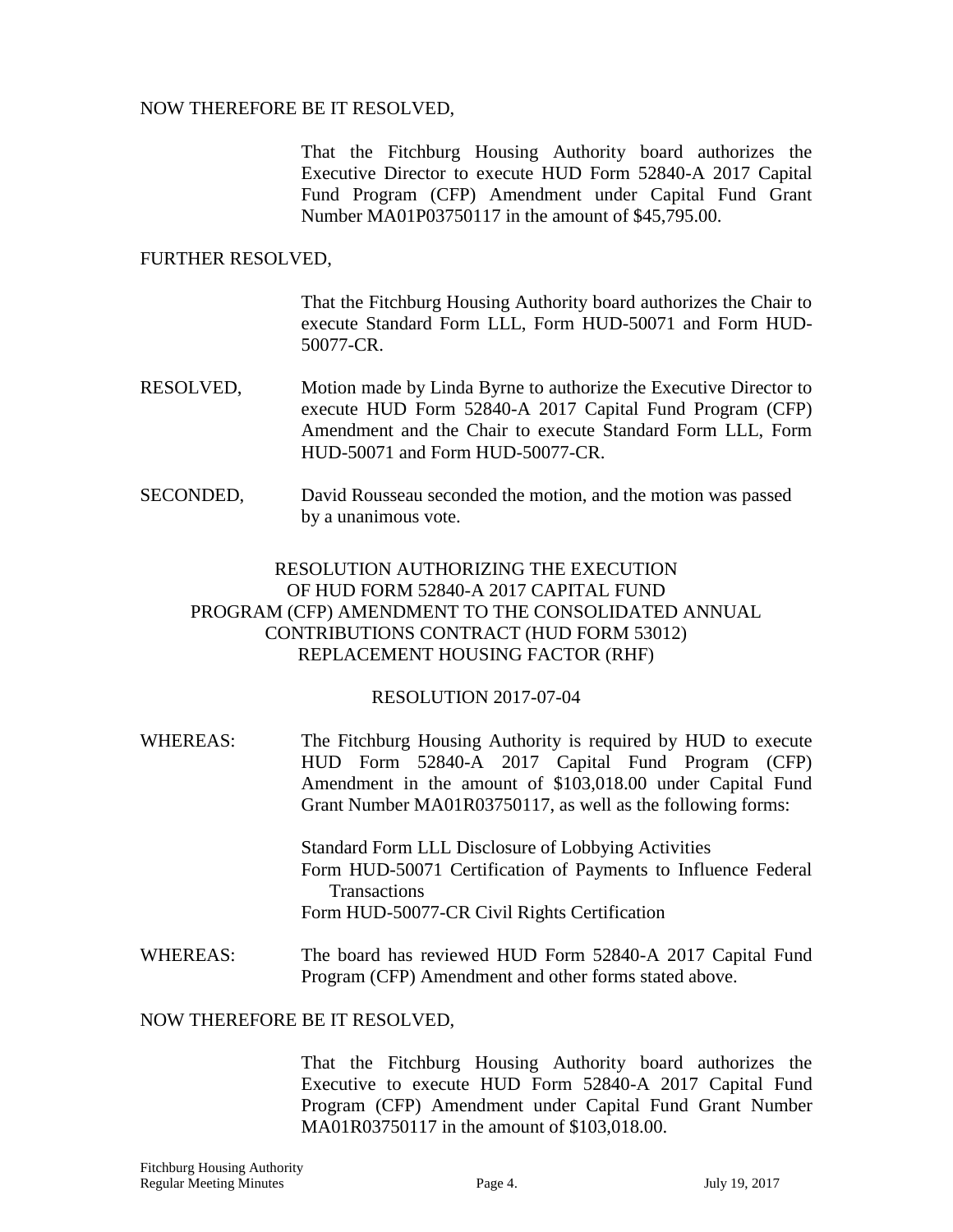NOW THEREFORE BE IT RESOLVED,

That the Fitchburg Housing Authority board authorizes the Executive Director to execute HUD Form 52840-A 2017 Capital Fund Program (CFP) Amendment under Capital Fund Grant Number MA01P03750117 in the amount of $45,795.00.

FURTHER RESOLVED,

That the Fitchburg Housing Authority board authorizes the Chair to execute Standard Form LLL, Form HUD-50071 and Form HUD-50077-CR.

RESOLVED, Motion made by Linda Byrne to authorize the Executive Director to execute HUD Form 52840-A 2017 Capital Fund Program (CFP) Amendment and the Chair to execute Standard Form LLL, Form HUD-50071 and Form HUD-50077-CR.

SECONDED, David Rousseau seconded the motion, and the motion was passed by a unanimous vote.

RESOLUTION AUTHORIZING THE EXECUTION OF HUD FORM 52840-A 2017 CAPITAL FUND PROGRAM (CFP) AMENDMENT TO THE CONSOLIDATED ANNUAL CONTRIBUTIONS CONTRACT (HUD FORM 53012) REPLACEMENT HOUSING FACTOR (RHF)

RESOLUTION 2017-07-04

WHEREAS: The Fitchburg Housing Authority is required by HUD to execute HUD Form 52840-A 2017 Capital Fund Program (CFP) Amendment in the amount of $103,018.00 under Capital Fund Grant Number MA01R03750117, as well as the following forms:

Standard Form LLL Disclosure of Lobbying Activities
Form HUD-50071 Certification of Payments to Influence Federal Transactions
Form HUD-50077-CR Civil Rights Certification

WHEREAS: The board has reviewed HUD Form 52840-A 2017 Capital Fund Program (CFP) Amendment and other forms stated above.

NOW THEREFORE BE IT RESOLVED,

That the Fitchburg Housing Authority board authorizes the Executive to execute HUD Form 52840-A 2017 Capital Fund Program (CFP) Amendment under Capital Fund Grant Number MA01R03750117 in the amount of $103,018.00.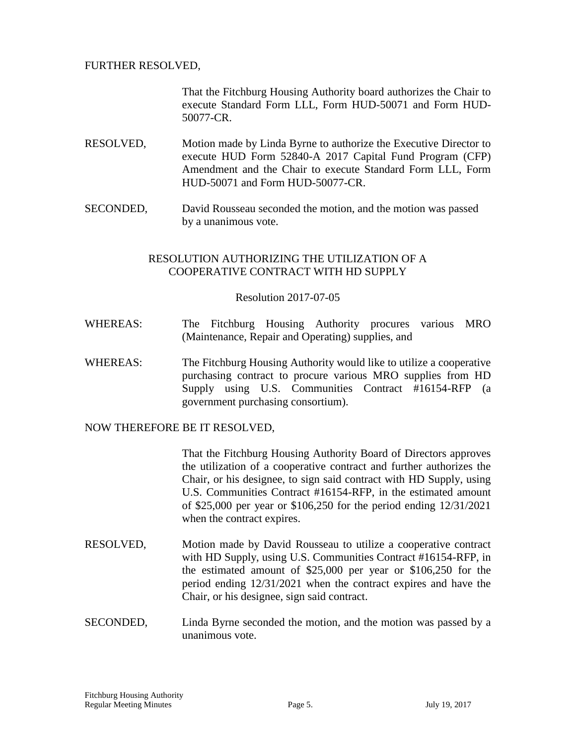FURTHER RESOLVED,

That the Fitchburg Housing Authority board authorizes the Chair to execute Standard Form LLL, Form HUD-50071 and Form HUD-50077-CR.

RESOLVED, Motion made by Linda Byrne to authorize the Executive Director to execute HUD Form 52840-A 2017 Capital Fund Program (CFP) Amendment and the Chair to execute Standard Form LLL, Form HUD-50071 and Form HUD-50077-CR.

SECONDED, David Rousseau seconded the motion, and the motion was passed by a unanimous vote.

## RESOLUTION AUTHORIZING THE UTILIZATION OF A COOPERATIVE CONTRACT WITH HD SUPPLY

Resolution 2017-07-05

WHEREAS: The Fitchburg Housing Authority procures various MRO (Maintenance, Repair and Operating) supplies, and

WHEREAS: The Fitchburg Housing Authority would like to utilize a cooperative purchasing contract to procure various MRO supplies from HD Supply using U.S. Communities Contract #16154-RFP (a government purchasing consortium).

NOW THEREFORE BE IT RESOLVED,

That the Fitchburg Housing Authority Board of Directors approves the utilization of a cooperative contract and further authorizes the Chair, or his designee, to sign said contract with HD Supply, using U.S. Communities Contract #16154-RFP, in the estimated amount of $25,000 per year or $106,250 for the period ending 12/31/2021 when the contract expires.

RESOLVED, Motion made by David Rousseau to utilize a cooperative contract with HD Supply, using U.S. Communities Contract #16154-RFP, in the estimated amount of $25,000 per year or $106,250 for the period ending 12/31/2021 when the contract expires and have the Chair, or his designee, sign said contract.

SECONDED, Linda Byrne seconded the motion, and the motion was passed by a unanimous vote.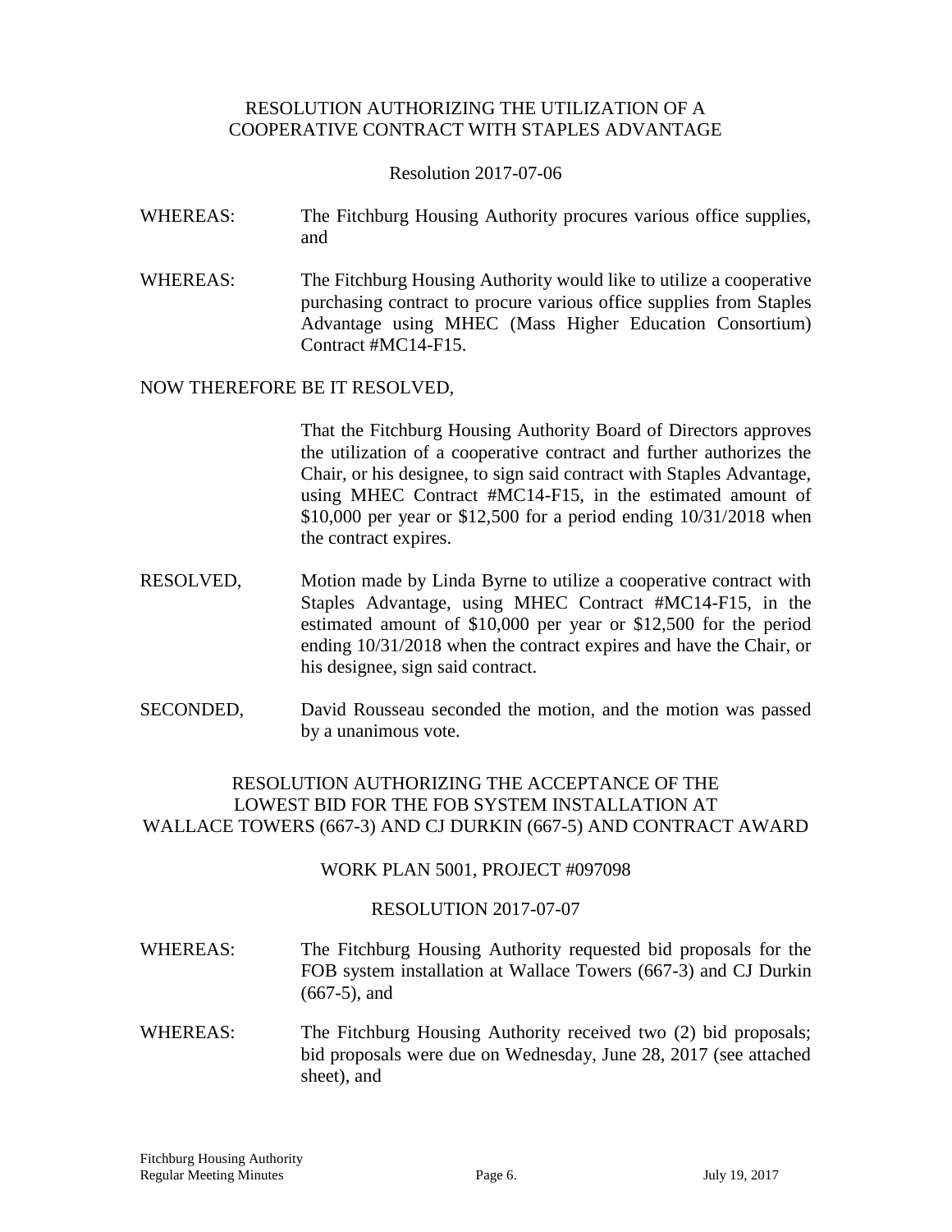### RESOLUTION AUTHORIZING THE UTILIZATION OF A COOPERATIVE CONTRACT WITH STAPLES ADVANTAGE

Resolution 2017-07-06

WHEREAS: The Fitchburg Housing Authority procures various office supplies, and

WHEREAS: The Fitchburg Housing Authority would like to utilize a cooperative purchasing contract to procure various office supplies from Staples Advantage using MHEC (Mass Higher Education Consortium) Contract #MC14-F15.

NOW THEREFORE BE IT RESOLVED,

That the Fitchburg Housing Authority Board of Directors approves the utilization of a cooperative contract and further authorizes the Chair, or his designee, to sign said contract with Staples Advantage, using MHEC Contract #MC14-F15, in the estimated amount of $10,000 per year or $12,500 for a period ending 10/31/2018 when the contract expires.

RESOLVED, Motion made by Linda Byrne to utilize a cooperative contract with Staples Advantage, using MHEC Contract #MC14-F15, in the estimated Amount of $10,000 per year or $12,500 for the period ending 10/31/2018 when the contract expires and have the Chair, or his designee, sign said contract.

SECONDED, David Rousseau seconded the motion, and the motion was passed by a unanimous vote.

### RESOLUTION AUTHORIZING THE ACCEPTANCE OF THE LOWEST BID FOR THE FOB SYSTEM INSTALLATION AT WALLACE TOWERS (667-3) AND CJ DURKIN (667-5) AND CONTRACT AWARD

WORK PLAN 5001, PROJECT #097098

RESOLUTION 2017-07-07

WHEREAS: The Fitchburg Housing Authority requested bid proposals for the FOB system installation at Wallace Towers (667-3) and CJ Durkin (667-5), and

WHEREAS: The Fitchburg Housing Authority received two (2) bid proposals; bid proposals were due on Wednesday, June 28, 2017 (see attached sheet), and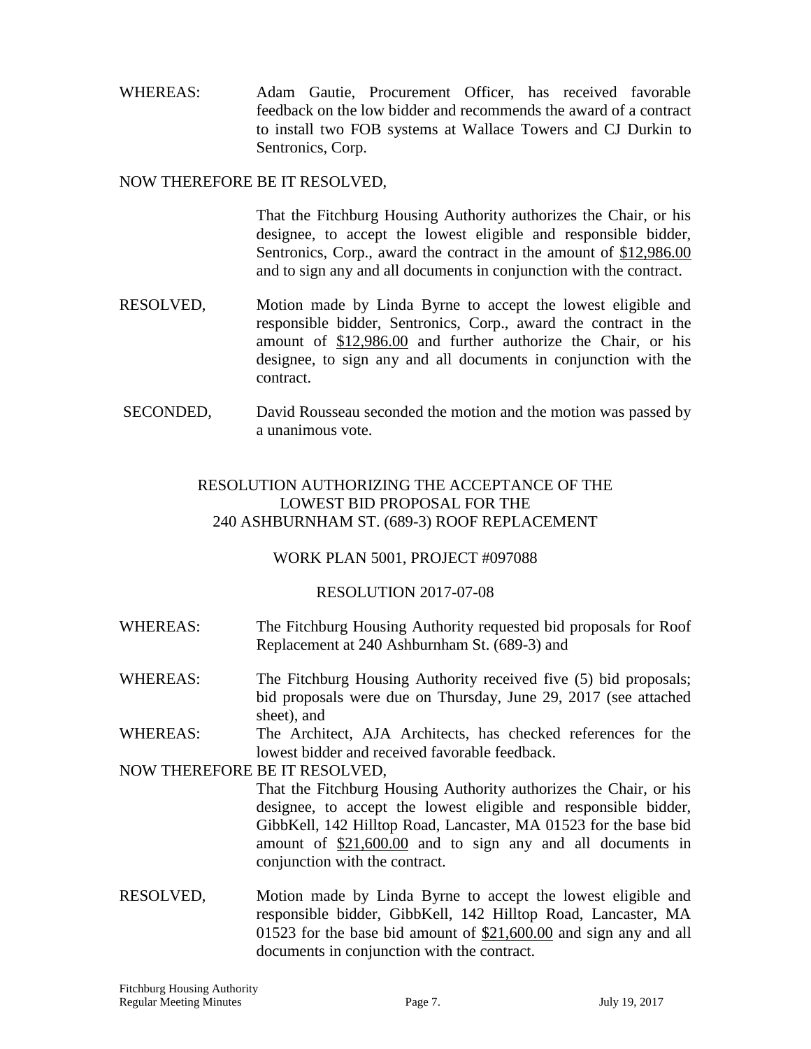WHEREAS: Adam Gautie, Procurement Officer, has received favorable feedback on the low bidder and recommends the award of a contract to install two FOB systems at Wallace Towers and CJ Durkin to Sentronics, Corp.

NOW THEREFORE BE IT RESOLVED,

That the Fitchburg Housing Authority authorizes the Chair, or his designee, to accept the lowest eligible and responsible bidder, Sentronics, Corp., award the contract in the amount of <u>$12,986.00</u> and to sign any and all documents in conjunction with the contract.

RESOLVED, Motion made by Linda Byrne to accept the lowest eligible and responsible bidder, Sentronics, Corp., award the contract in the amount of <u>$12,986.00</u> and further authorize the Chair, or his designee, to sign any and all documents in conjunction with the contract.

SECONDED, David Rousseau seconded the motion and the motion was passed by a unanimous vote.

## RESOLUTION AUTHORIZING THE ACCEPTANCE OF THE LOWEST BID PROPOSAL FOR THE 240 ASHBURNHAM ST. (689-3) ROOF REPLACEMENT

### WORK PLAN 5001, PROJECT #097088

### RESOLUTION 2017-07-08

WHEREAS: The Fitchburg Housing Authority requested bid proposals for Roof Replacement at 240 Ashburnham St. (689-3) and

WHEREAS: The Fitchburg Housing Authority received five (5) bid proposals; bid proposals were due on Thursday, June 29, 2017 (see attached sheet), and

WHEREAS: The Architect, AJA Architects, has checked references for the lowest bidder and received favorable feedback.

NOW THEREFORE BE IT RESOLVED,

That the Fitchburg Housing Authority authorizes the Chair, or his designee, to accept the lowest eligible and responsible bidder, GibbKell, 142 Hilltop Road, Lancaster, MA 01523 for the base bid amount of <u>$21,600.00</u> and to sign any and all documents in conjunction with the contract.

RESOLVED, Motion made by Linda Byrne to accept the lowest eligible and responsible bidder, GibbKell, 142 Hilltop Road, Lancaster, MA 01523 for the base bid amount of <u>$21,600.00</u> and sign any and all documents in conjunction with the contract.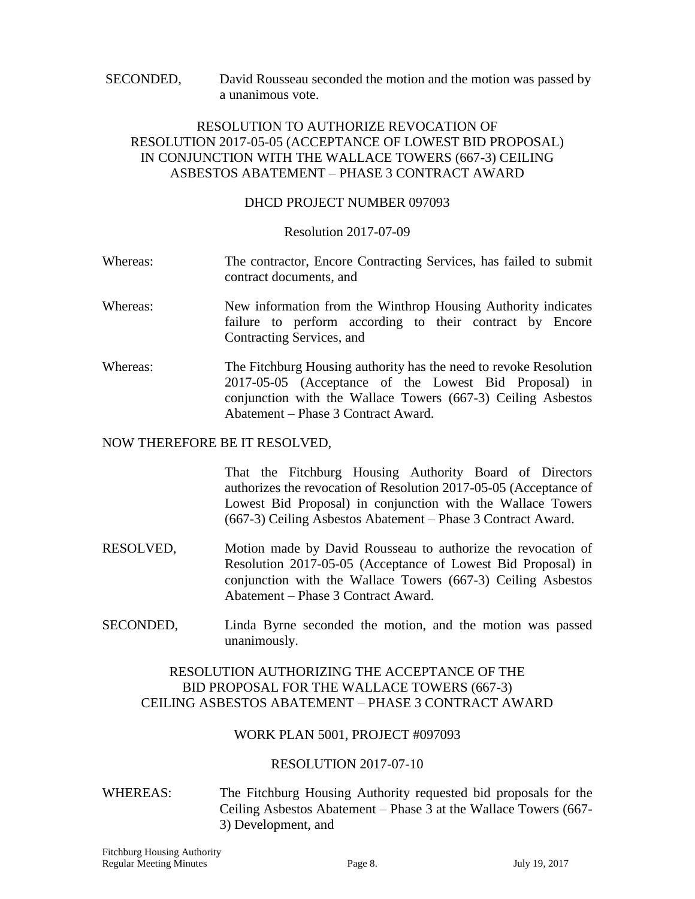SECONDED, David Rousseau seconded the motion and the motion was passed by a unanimous vote.

RESOLUTION TO AUTHORIZE REVOCATION OF RESOLUTION 2017-05-05 (ACCEPTANCE OF LOWEST BID PROPOSAL) IN CONJUNCTION WITH THE WALLACE TOWERS (667-3) CEILING ASBESTOS ABATEMENT – PHASE 3 CONTRACT AWARD

DHCD PROJECT NUMBER 097093

Resolution 2017-07-09

Whereas: The contractor, Encore Contracting Services, has failed to submit contract documents, and

Whereas: New information from the Winthrop Housing Authority indicates failure to perform according to their contract by Encore Contracting Services, and

Whereas: The Fitchburg Housing authority has the need to revoke Resolution 2017-05-05 (Acceptance of the Lowest Bid Proposal) in conjunction with the Wallace Towers (667-3) Ceiling Asbestos Abatement – Phase 3 Contract Award.

NOW THEREFORE BE IT RESOLVED,

That the Fitchburg Housing Authority Board of Directors authorizes the revocation of Resolution 2017-05-05 (Acceptance of Lowest Bid Proposal) in conjunction with the Wallace Towers (667-3) Ceiling Asbestos Abatement – Phase 3 Contract Award.

RESOLVED, Motion made by David Rousseau to authorize the revocation of Resolution 2017-05-05 (Acceptance of Lowest Bid Proposal) in conjunction with the Wallace Towers (667-3) Ceiling Asbestos Abatement – Phase 3 Contract Award.

SECONDED, Linda Byrne seconded the motion, and the motion was passed unanimously.

RESOLUTION AUTHORIZING THE ACCEPTANCE OF THE BID PROPOSAL FOR THE WALLACE TOWERS (667-3) CEILING ASBESTOS ABATEMENT – PHASE 3 CONTRACT AWARD

WORK PLAN 5001, PROJECT #097093

RESOLUTION 2017-07-10

WHEREAS: The Fitchburg Housing Authority requested bid proposals for the Ceiling Asbestos Abatement – Phase 3 at the Wallace Towers (667-3) Development, and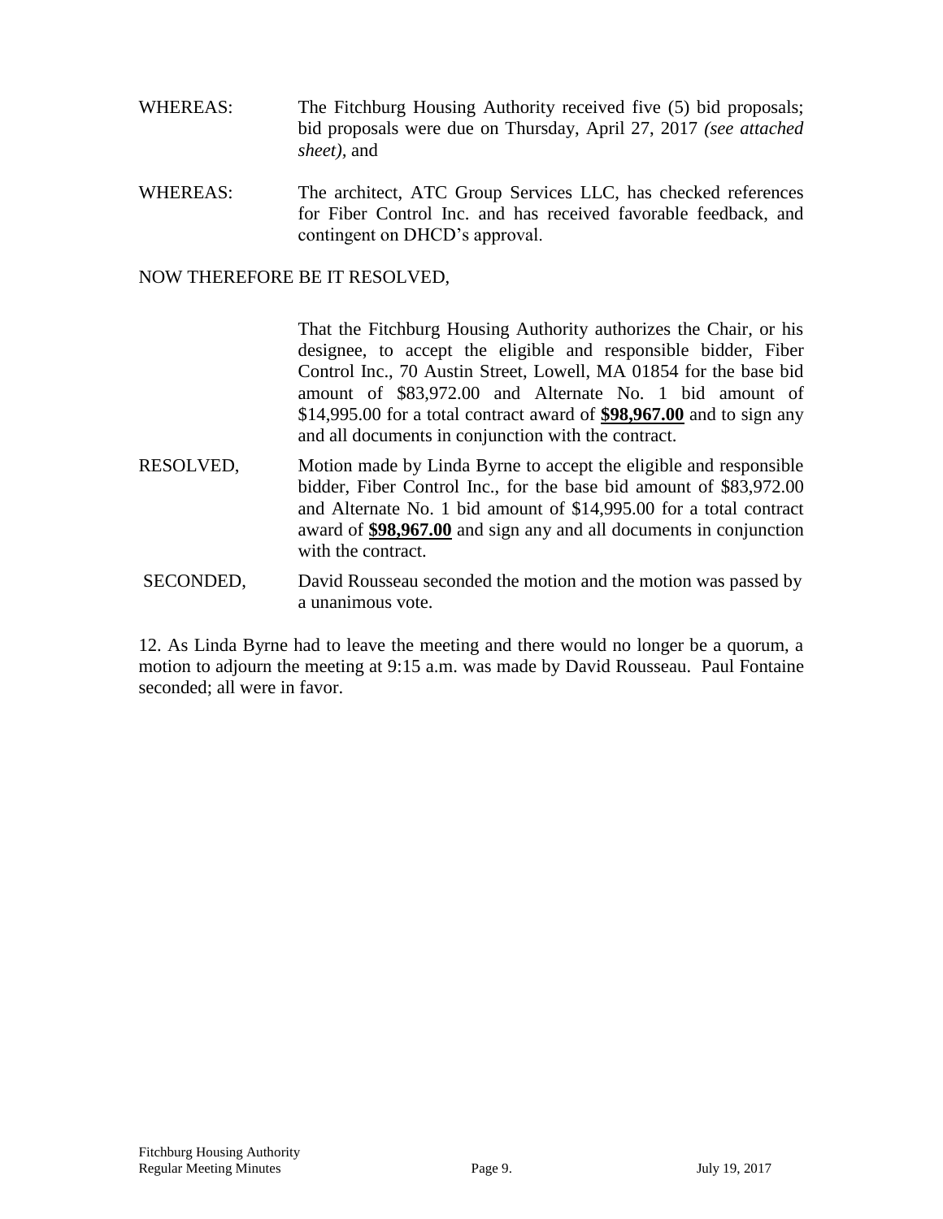WHEREAS: The Fitchburg Housing Authority received five (5) bid proposals; bid proposals were due on Thursday, April 27, 2017 *(see attached sheet)*, and

WHEREAS: The architect, ATC Group Services LLC, has checked references for Fiber Control Inc. and has received favorable feedback, and contingent on DHCD's approval.

NOW THEREFORE BE IT RESOLVED,

That the Fitchburg Housing Authority authorizes the Chair, or his designee, to accept the eligible and responsible bidder, Fiber Control Inc., 70 Austin Street, Lowell, MA 01854 for the base bid amount of $83,972.00 and Alternate No. 1 bid amount of $14,995.00 for a total contract award of **$98,967.00** and to sign any and all documents in conjunction with the contract.

RESOLVED, Motion made by Linda Byrne to accept the eligible and responsible bidder, Fiber Control Inc., for the base bid amount of $83,972.00 and Alternate No. 1 bid amount of $14,995.00 for a total contract award of **$98,967.00** and sign any and all documents in conjunction with the contract.

SECONDED, David Rousseau seconded the motion and the motion was passed by a unanimous vote.

12. As Linda Byrne had to leave the meeting and there would no longer be a quorum, a motion to adjourn the meeting at 9:15 a.m. was made by David Rousseau. Paul Fontaine seconded; all were in favor.